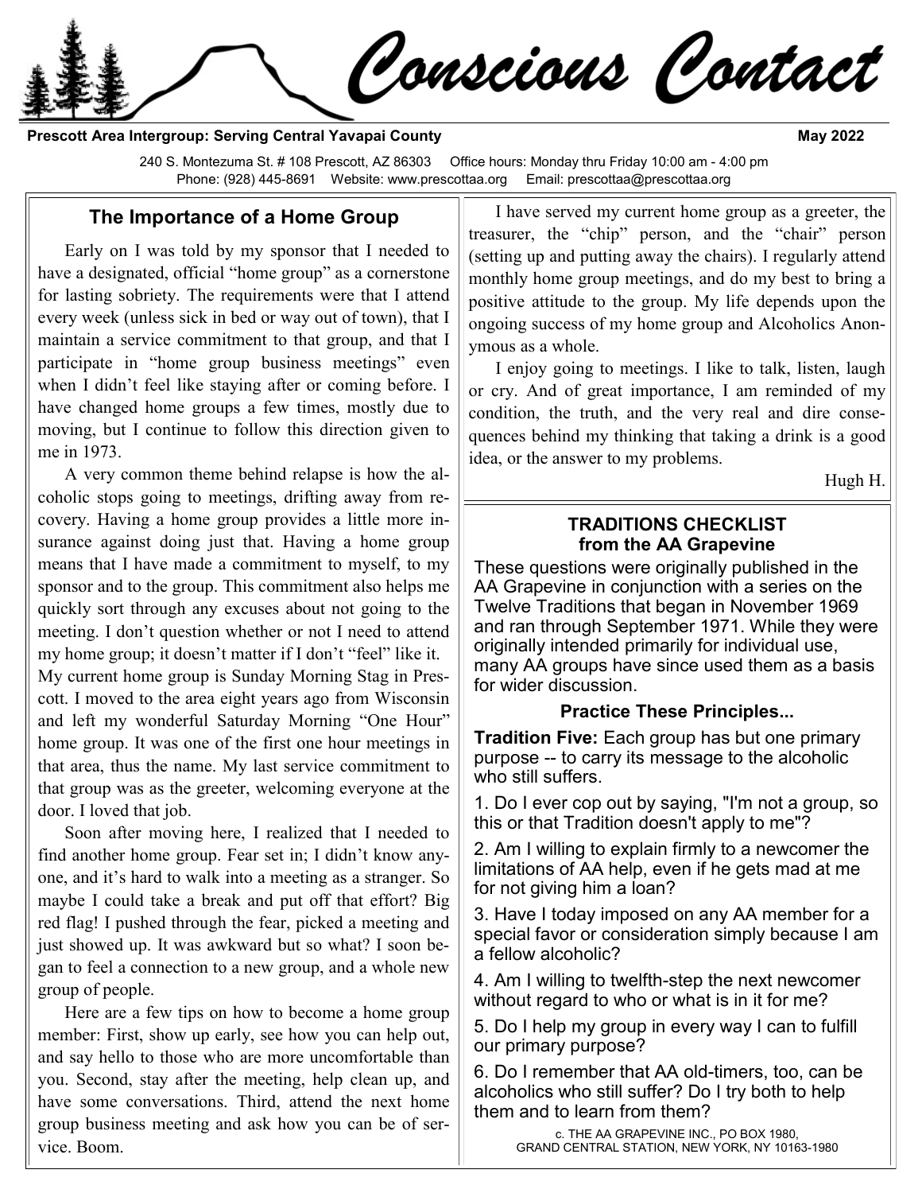# Conscious Contact

**Prescott Area Intergroup: Serving Central Yavapai County** **May 2022**

240 S. Montezuma St. # 108 Prescott, AZ 86303 Office hours: Monday thru Friday 10:00 am - 4:00 pm
Phone: (928) 445-8691 Website: www.prescottaa.org Email: prescottaa@prescottaa.org

## The Importance of a Home Group

Early on I was told by my sponsor that I needed to have a designated, official "home group" as a cornerstone for lasting sobriety. The requirements were that I attend every week (unless sick in bed or way out of town), that I maintain a service commitment to that group, and that I participate in "home group business meetings" even when I didn't feel like staying after or coming before. I have changed home groups a few times, mostly due to moving, but I continue to follow this direction given to me in 1973.

A very common theme behind relapse is how the alcoholic stops going to meetings, drifting away from recovery. Having a home group provides a little more insurance against doing just that. Having a home group means that I have made a commitment to myself, to my sponsor and to the group. This commitment also helps me quickly sort through any excuses about not going to the meeting. I don't question whether or not I need to attend my home group; it doesn't matter if I don't "feel" like it.

My current home group is Sunday Morning Stag in Prescott. I moved to the area eight years ago from Wisconsin and left my wonderful Saturday Morning "One Hour" home group. It was one of the first one hour meetings in that area, thus the name. My last service commitment to that group was as the greeter, welcoming everyone at the door. I loved that job.

Soon after moving here, I realized that I needed to find another home group. Fear set in; I didn't know anyone, and it's hard to walk into a meeting as a stranger. So maybe I could take a break and put off that effort? Big red flag! I pushed through the fear, picked a meeting and just showed up. It was awkward but so what? I soon began to feel a connection to a new group, and a whole new group of people.

Here are a few tips on how to become a home group member: First, show up early, see how you can help out, and say hello to those who are more uncomfortable than you. Second, stay after the meeting, help clean up, and have some conversations. Third, attend the next home group business meeting and ask how you can be of service. Boom.

I have served my current home group as a greeter, the treasurer, the "chip" person, and the "chair" person (setting up and putting away the chairs). I regularly attend monthly home group meetings, and do my best to bring a positive attitude to the group. My life depends upon the ongoing success of my home group and Alcoholics Anonymous as a whole.

I enjoy going to meetings. I like to talk, listen, laugh or cry. And of great importance, I am reminded of my condition, the truth, and the very real and dire consequences behind my thinking that taking a drink is a good idea, or the answer to my problems.

Hugh H.

## TRADITIONS CHECKLIST from the AA Grapevine

These questions were originally published in the AA Grapevine in conjunction with a series on the Twelve Traditions that began in November 1969 and ran through September 1971. While they were originally intended primarily for individual use, many AA groups have since used them as a basis for wider discussion.

### Practice These Principles...

**Tradition Five:** Each group has but one primary purpose -- to carry its message to the alcoholic who still suffers.

1. Do I ever cop out by saying, "I'm not a group, so this or that Tradition doesn't apply to me"?
2. Am I willing to explain firmly to a newcomer the limitations of AA help, even if he gets mad at me for not giving him a loan?
3. Have I today imposed on any AA member for a special favor or consideration simply because I am a fellow alcoholic?
4. Am I willing to twelfth-step the next newcomer without regard to who or what is in it for me?
5. Do I help my group in every way I can to fulfill our primary purpose?
6. Do I remember that AA old-timers, too, can be alcoholics who still suffer? Do I try both to help them and to learn from them?

c. THE AA GRAPEVINE INC., PO BOX 1980, GRAND CENTRAL STATION, NEW YORK, NY 10163-1980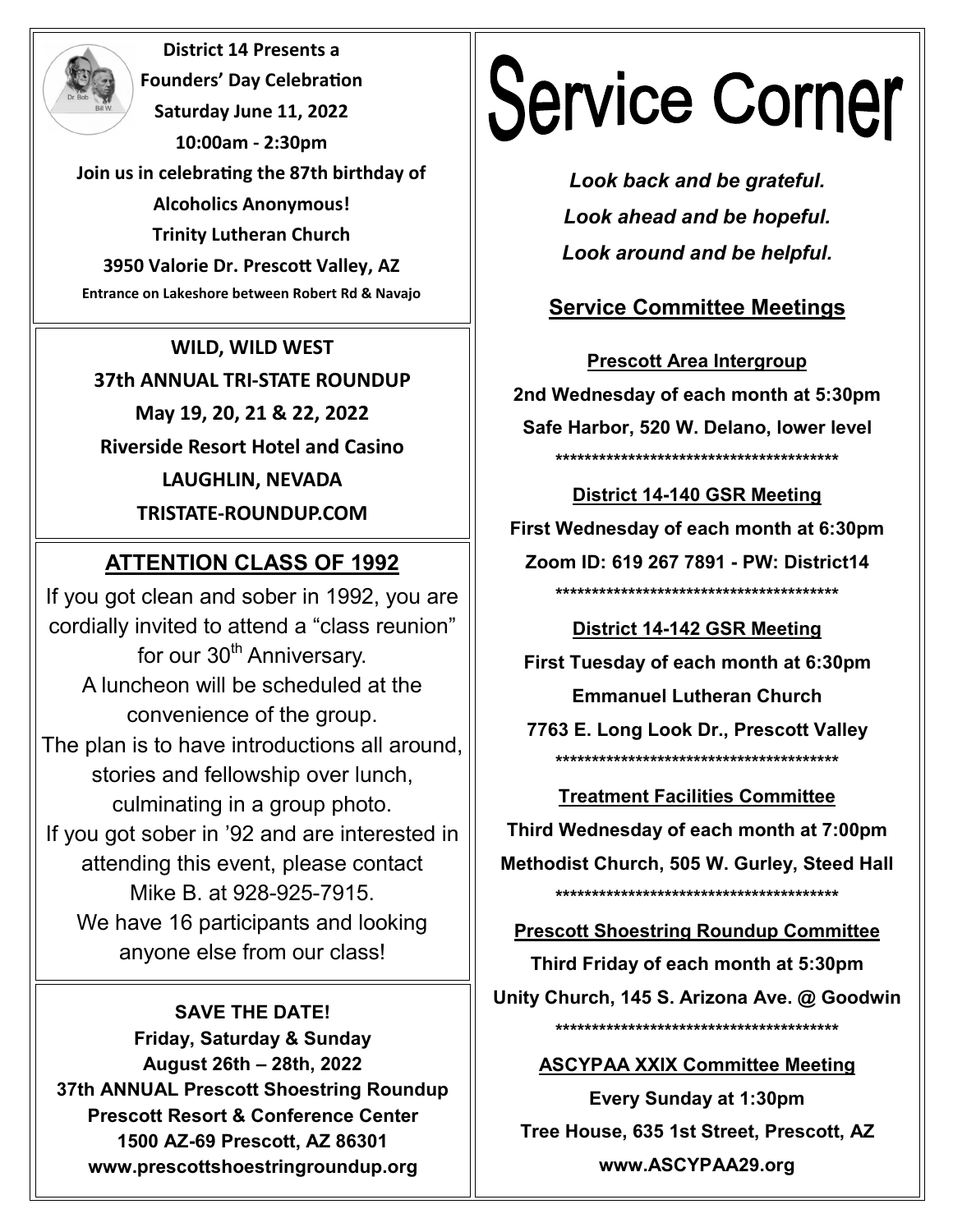**District 14 Presents a Founders' Day Celebration**

**Saturday June 11, 2022**

**10:00am - 2:30pm**

**Join us in celebrating the 87th birthday of Alcoholics Anonymous!**

**Trinity Lutheran Church**

**3950 Valorie Dr. Prescott Valley, AZ**

**Entrance on Lakeshore between Robert Rd & Navajo**

**WILD, WILD WEST**

**37th ANNUAL TRI-STATE ROUNDUP**

**May 19, 20, 21 & 22, 2022**

**Riverside Resort Hotel and Casino**

**LAUGHLIN, NEVADA**

**TRISTATE-ROUNDUP.COM**

## ATTENTION CLASS OF 1992

If you got clean and sober in 1992, you are cordially invited to attend a "class reunion" for our 30th Anniversary.

A luncheon will be scheduled at the convenience of the group.

The plan is to have introductions all around, stories and fellowship over lunch, culminating in a group photo.

If you got sober in '92 and are interested in attending this event, please contact Mike B. at 928-925-7915.

We have 16 participants and looking anyone else from our class!

**SAVE THE DATE!**

**Friday, Saturday & Sunday**

**August 26th – 28th, 2022**

**37th ANNUAL Prescott Shoestring Roundup**

**Prescott Resort & Conference Center**

**1500 AZ-69 Prescott, AZ 86301**

**www.prescottshoestringroundup.org**

# Service Corner

*Look back and be grateful.*

*Look ahead and be hopeful.*

*Look around and be helpful.*

## Service Committee Meetings

**Prescott Area Intergroup**

**2nd Wednesday of each month at 5:30pm**

**Safe Harbor, 520 W. Delano, lower level**

\*\*\*\*\*\*\*\*\*\*\*\*\*\*\*\*\*\*\*\*\*\*\*\*\*\*\*\*\*\*\*\*\*\*\*\*\*\*\*\*

**District 14-140 GSR Meeting**

**First Wednesday of each month at 6:30pm**

**Zoom ID: 619 267 7891 - PW: District14**

\*\*\*\*\*\*\*\*\*\*\*\*\*\*\*\*\*\*\*\*\*\*\*\*\*\*\*\*\*\*\*\*\*\*\*\*\*\*\*\*

**District 14-142 GSR Meeting**

**First Tuesday of each month at 6:30pm**

**Emmanuel Lutheran Church**

**7763 E. Long Look Dr., Prescott Valley**

\*\*\*\*\*\*\*\*\*\*\*\*\*\*\*\*\*\*\*\*\*\*\*\*\*\*\*\*\*\*\*\*\*\*\*\*\*\*\*\*

**Treatment Facilities Committee**

**Third Wednesday of each month at 7:00pm**

**Methodist Church, 505 W. Gurley, Steed Hall**

\*\*\*\*\*\*\*\*\*\*\*\*\*\*\*\*\*\*\*\*\*\*\*\*\*\*\*\*\*\*\*\*\*\*\*\*\*\*\*\*

**Prescott Shoestring Roundup Committee**

**Third Friday of each month at 5:30pm**

**Unity Church, 145 S. Arizona Ave. @ Goodwin**

\*\*\*\*\*\*\*\*\*\*\*\*\*\*\*\*\*\*\*\*\*\*\*\*\*\*\*\*\*\*\*\*\*\*\*\*\*\*\*\*

**ASCYPAA XXIX Committee Meeting**

**Every Sunday at 1:30pm**

**Tree House, 635 1st Street, Prescott, AZ**

**www.ASCYPAA29.org**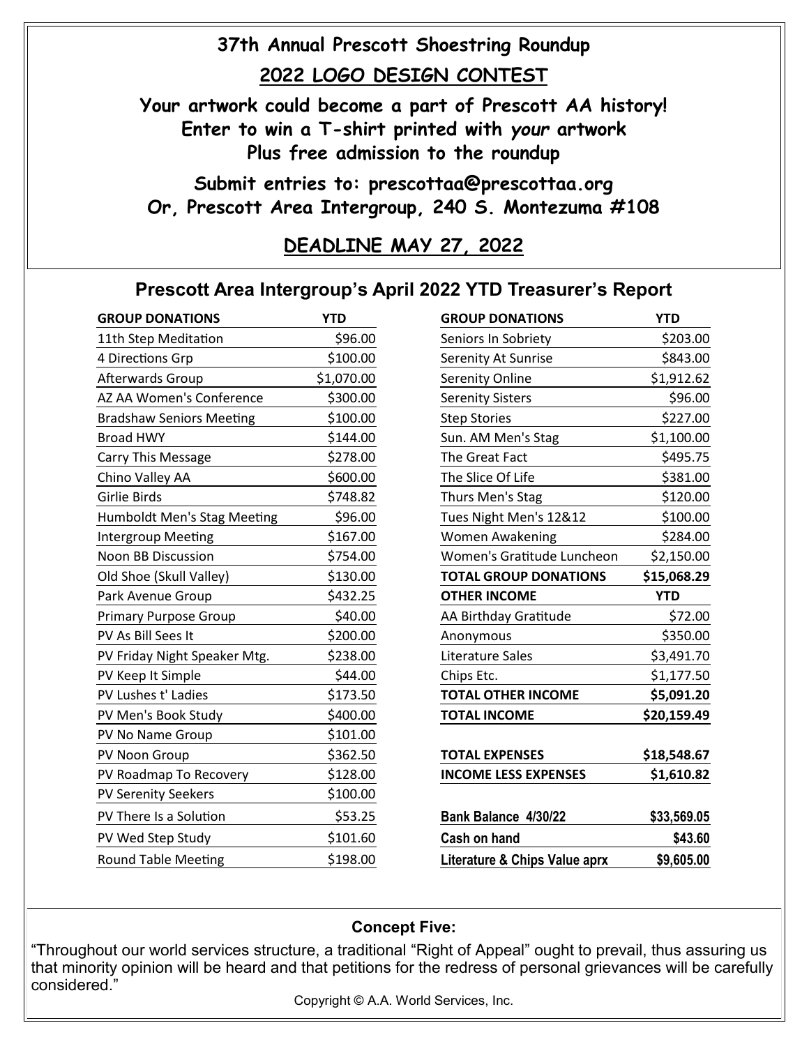## 37th Annual Prescott Shoestring Roundup

## 2022 LOGO DESIGN CONTEST

**Your artwork could become a part of Prescott AA history!**
**Enter to win a T-shirt printed with *your* artwork**
**Plus free admission to the roundup**

**Submit entries to: prescottaa@prescottaa.org**
**Or, Prescott Area Intergroup, 240 S. Montezuma #108**

**DEADLINE MAY 27, 2022**

## Prescott Area Intergroup's April 2022 YTD Treasurer's Report

| GROUP DONATIONS | YTD |
|---|---|
| 11th Step Meditation | $96.00 |
| 4 Directions Grp | $100.00 |
| Afterwards Group | $1,070.00 |
| AZ AA Women's Conference | $300.00 |
| Bradshaw Seniors Meeting | $100.00 |
| Broad HWY | $144.00 |
| Carry This Message | $278.00 |
| Chino Valley AA | $600.00 |
| Girlie Birds | $748.82 |
| Humboldt Men's Stag Meeting | $96.00 |
| Intergroup Meeting | $167.00 |
| Noon BB Discussion | $754.00 |
| Old Shoe (Skull Valley) | $130.00 |
| Park Avenue Group | $432.25 |
| Primary Purpose Group | $40.00 |
| PV As Bill Sees It | $200.00 |
| PV Friday Night Speaker Mtg. | $238.00 |
| PV Keep It Simple | $44.00 |
| PV Lushes t' Ladies | $173.50 |
| PV Men's Book Study | $400.00 |
| PV No Name Group | $101.00 |
| PV Noon Group | $362.50 |
| PV Roadmap To Recovery | $128.00 |
| PV Serenity Seekers | $100.00 |
| PV There Is a Solution | $53.25 |
| PV Wed Step Study | $101.60 |
| Round Table Meeting | $198.00 |

| GROUP DONATIONS | YTD |
|---|---|
| Seniors In Sobriety | $203.00 |
| Serenity At Sunrise | $843.00 |
| Serenity Online | $1,912.62 |
| Serenity Sisters | $96.00 |
| Step Stories | $227.00 |
| Sun. AM Men's Stag | $1,100.00 |
| The Great Fact | $495.75 |
| The Slice Of Life | $381.00 |
| Thurs Men's Stag | $120.00 |
| Tues Night Men's 12&12 | $100.00 |
| Women Awakening | $284.00 |
| Women's Gratitude Luncheon | $2,150.00 |
| **TOTAL GROUP DONATIONS** | **$15,068.29** |
| **OTHER INCOME** | **YTD** |
| AA Birthday Gratitude | $72.00 |
| Anonymous | $350.00 |
| Literature Sales | $3,491.70 |
| Chips Etc. | $1,177.50 |
| **TOTAL OTHER INCOME** | **$5,091.20** |
| **TOTAL INCOME** | **$20,159.49** |
| | |
| **TOTAL EXPENSES** | **$18,548.67** |
| **INCOME LESS EXPENSES** | **$1,610.82** |
| | |
| **Bank Balance 4/30/22** | **$33,569.05** |
| **Cash on hand** | **$43.60** |
| **Literature & Chips Value aprx** | **$9,605.00** |

**Concept Five:**

"Throughout our world services structure, a traditional "Right of Appeal" ought to prevail, thus assuring us that minority opinion will be heard and that petitions for the redress of personal grievances will be carefully considered."

Copyright © A.A. World Services, Inc.